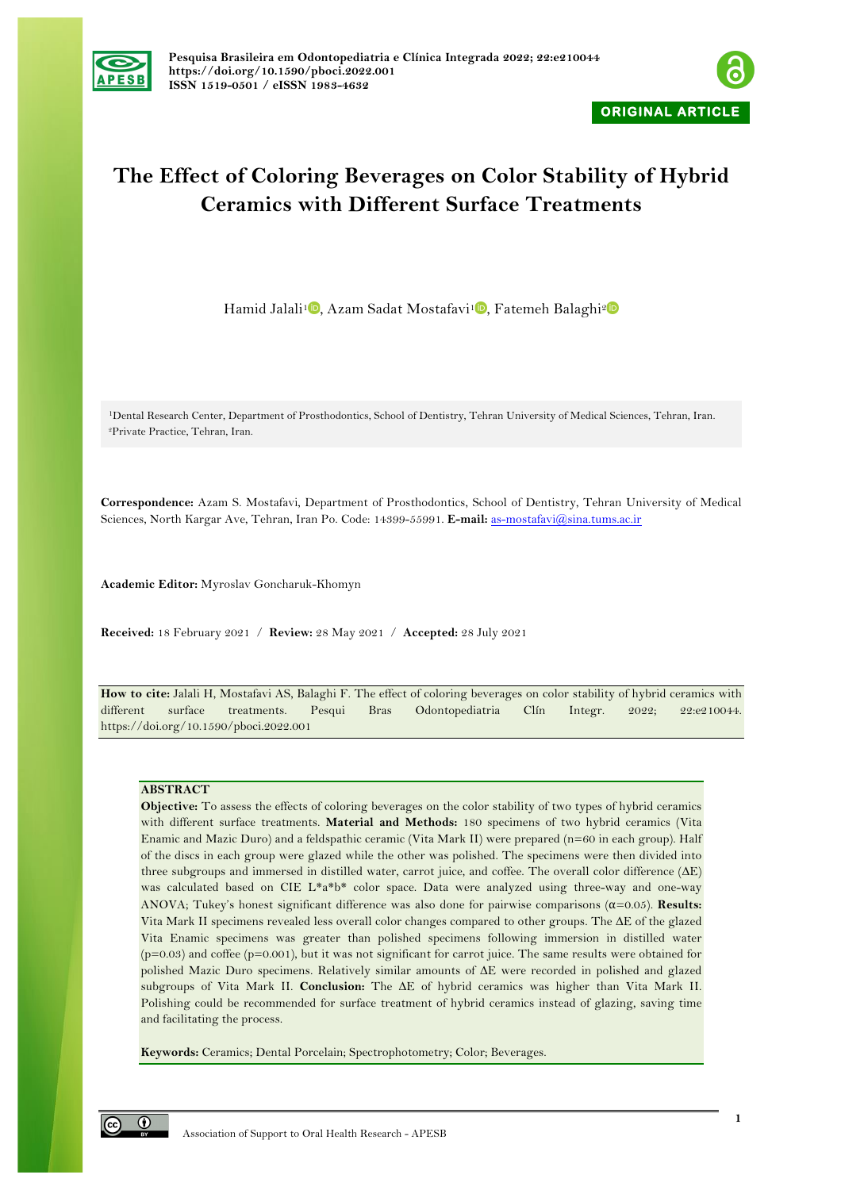ORIGINAL ARTICLE

# The Effect of Coloring Beverages on Color Stability of Hybrid Ceramics with Different Surface Treatments

Hamid Jalali[1], Azam Sadat Mostafavi[1], Fatemeh Balaghi[2]

[1]Dental Research Center, Department of Prosthodontics, School of Dentistry, Tehran University of Medical Sciences, Tehran, Iran.
[2]Private Practice, Tehran, Iran.

**Correspondence:** Azam S. Mostafavi, Department of Prosthodontics, School of Dentistry, Tehran University of Medical Sciences, North Kargar Ave, Tehran, Iran Po. Code: 14399-55991. **E-mail:** as-mostafavi@sina.tums.ac.ir

**Academic Editor:** Myroslav Goncharuk-Khomyn

**Received:** 18 February 2021 / **Review:** 28 May 2021 / **Accepted:** 28 July 2021

**How to cite:** Jalali H, Mostafavi AS, Balaghi F. The effect of coloring beverages on color stability of hybrid ceramics with different surface treatments. Pesqui Bras Odontopediatria Clín Integr. 2022; 22:e210044. https://doi.org/10.1590/pboci.2022.001

## ABSTRACT

**Objective:** To assess the effects of coloring beverages on the color stability of two types of hybrid ceramics with different surface treatments. **Material and Methods:** 180 specimens of two hybrid ceramics (Vita Enamic and Mazic Duro) and a feldspathic ceramic (Vita Mark II) were prepared (n=60 in each group). Half of the discs in each group were glazed while the other was polished. The specimens were then divided into three subgroups and immersed in distilled water, carrot juice, and coffee. The overall color difference (ΔE) was calculated based on CIE L*a*b* color space. Data were analyzed using three-way and one-way ANOVA; Tukey's honest significant difference was also done for pairwise comparisons (α=0.05). **Results:** Vita Mark II specimens revealed less overall color changes compared to other groups. The ΔE of the glazed Vita Enamic specimens was greater than polished specimens following immersion in distilled water (p=0.03) and coffee (p=0.001), but it was not significant for carrot juice. The same results were obtained for polished Mazic Duro specimens. Relatively similar amounts of ΔE were recorded in polished and glazed subgroups of Vita Mark II. **Conclusion:** The ΔE of hybrid ceramics was higher than Vita Mark II. Polishing could be recommended for surface treatment of hybrid ceramics instead of glazing, saving time and facilitating the process.

**Keywords:** Ceramics; Dental Porcelain; Spectrophotometry; Color; Beverages.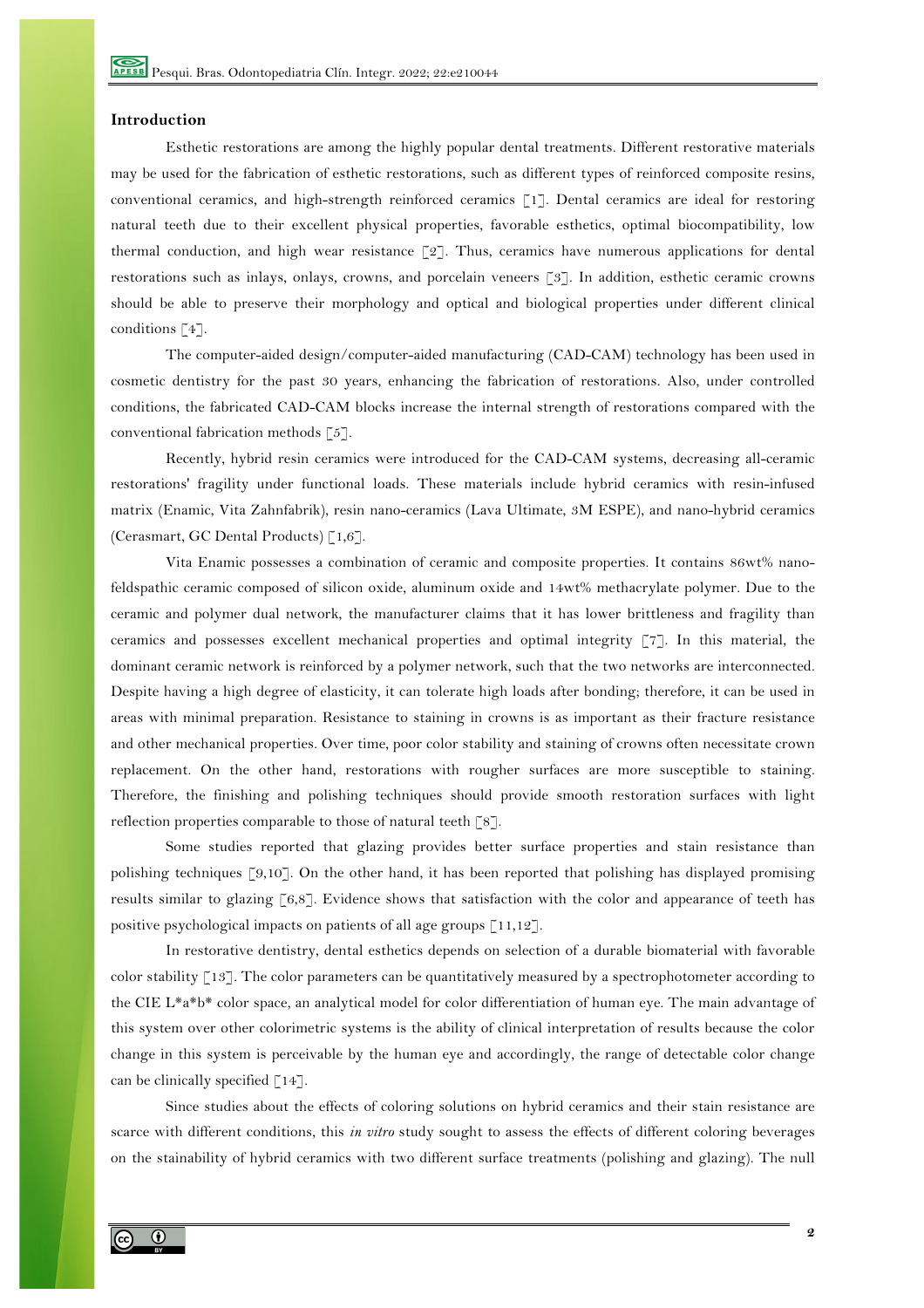## Introduction

Esthetic restorations are among the highly popular dental treatments. Different restorative materials may be used for the fabrication of esthetic restorations, such as different types of reinforced composite resins, conventional ceramics, and high-strength reinforced ceramics [1]. Dental ceramics are ideal for restoring natural teeth due to their excellent physical properties, favorable esthetics, optimal biocompatibility, low thermal conduction, and high wear resistance [2]. Thus, ceramics have numerous applications for dental restorations such as inlays, onlays, crowns, and porcelain veneers [3]. In addition, esthetic ceramic crowns should be able to preserve their morphology and optical and biological properties under different clinical conditions [4].

The computer-aided design/computer-aided manufacturing (CAD-CAM) technology has been used in cosmetic dentistry for the past 30 years, enhancing the fabrication of restorations. Also, under controlled conditions, the fabricated CAD-CAM blocks increase the internal strength of restorations compared with the conventional fabrication methods [5].

Recently, hybrid resin ceramics were introduced for the CAD-CAM systems, decreasing all-ceramic restorations' fragility under functional loads. These materials include hybrid ceramics with resin-infused matrix (Enamic, Vita Zahnfabrik), resin nano-ceramics (Lava Ultimate, 3M ESPE), and nano-hybrid ceramics (Cerasmart, GC Dental Products) [1,6].

Vita Enamic possesses a combination of ceramic and composite properties. It contains 86wt% nano-feldspathic ceramic composed of silicon oxide, aluminum oxide and 14wt% methacrylate polymer. Due to the ceramic and polymer dual network, the manufacturer claims that it has lower brittleness and fragility than ceramics and possesses excellent mechanical properties and optimal integrity [7]. In this material, the dominant ceramic network is reinforced by a polymer network, such that the two networks are interconnected. Despite having a high degree of elasticity, it can tolerate high loads after bonding; therefore, it can be used in areas with minimal preparation. Resistance to staining in crowns is as important as their fracture resistance and other mechanical properties. Over time, poor color stability and staining of crowns often necessitate crown replacement. On the other hand, restorations with rougher surfaces are more susceptible to staining. Therefore, the finishing and polishing techniques should provide smooth restoration surfaces with light reflection properties comparable to those of natural teeth [8].

Some studies reported that glazing provides better surface properties and stain resistance than polishing techniques [9,10]. On the other hand, it has been reported that polishing has displayed promising results similar to glazing [6,8]. Evidence shows that satisfaction with the color and appearance of teeth has positive psychological impacts on patients of all age groups [11,12].

In restorative dentistry, dental esthetics depends on selection of a durable biomaterial with favorable color stability [13]. The color parameters can be quantitatively measured by a spectrophotometer according to the CIE L*a*b* color space, an analytical model for color differentiation of human eye. The main advantage of this system over other colorimetric systems is the ability of clinical interpretation of results because the color change in this system is perceivable by the human eye and accordingly, the range of detectable color change can be clinically specified [14].

Since studies about the effects of coloring solutions on hybrid ceramics and their stain resistance are scarce with different conditions, this *in vitro* study sought to assess the effects of different coloring beverages on the stainability of hybrid ceramics with two different surface treatments (polishing and glazing). The null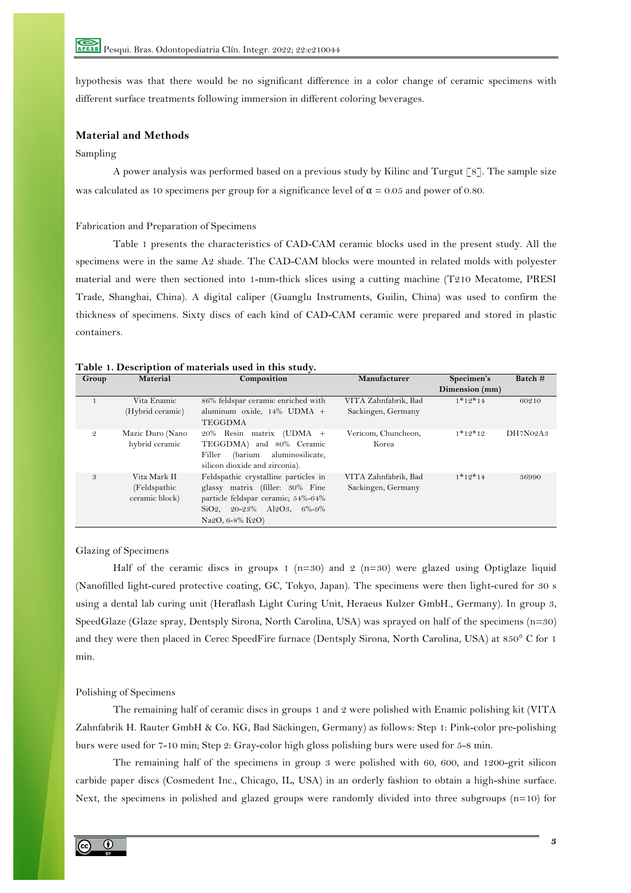hypothesis was that there would be no significant difference in a color change of ceramic specimens with different surface treatments following immersion in different coloring beverages.

## Material and Methods

### Sampling

A power analysis was performed based on a previous study by Kilinc and Turgut [8]. The sample size was calculated as 10 specimens per group for a significance level of $\alpha = 0.05$ and power of 0.80.

### Fabrication and Preparation of Specimens

Table 1 presents the characteristics of CAD-CAM ceramic blocks used in the present study. All the specimens were in the same A2 shade. The CAD-CAM blocks were mounted in related molds with polyester material and were then sectioned into 1-mm-thick slices using a cutting machine (T210 Mecatome, PRESI Trade, Shanghai, China). A digital caliper (Guanglu Instruments, Guilin, China) was used to confirm the thickness of specimens. Sixty discs of each kind of CAD-CAM ceramic were prepared and stored in plastic containers.

**Table 1. Description of materials used in this study.**

| Group | Material | Composition | Manufacturer | Specimen's Dimension (mm) | Batch # |
|---|---|---|---|---|---|
| 1 | Vita Enamic (Hybrid ceramic) | 86% feldspar ceramic enriched with aluminum oxide, 14% UDMA + TEGGDMA | VITA Zahnfabrik, Bad Sackingen, Germany | 1*12*14 | 60210 |
| 2 | Mazic Duro (Nano hybrid ceramic | 20% Resin matrix (UDMA + TEGGDMA) and 80% Ceramic Filler (barium aluminosilicate, silicon dioxide and zirconia). | Vericom, Chuncheon, Korea | 1*12*12 | DH7N02A3 |
| 3 | Vita Mark II (Feldspathic ceramic block) | Feldspathic crystalline particles in glassy matrix (filler: 30% Fine particle feldspar ceramic; 54%-64% $SiO_2$, 20-23% $Al_2O_3$, 6%-9% $Na_2O$, 6-8% $K_2O$) | VITA Zahnfabrik, Bad Sackingen, Germany | 1*12*14 | 36990 |

### Glazing of Specimens

Half of the ceramic discs in groups 1 (n=30) and 2 (n=30) were glazed using Optiglaze liquid (Nanofilled light-cured protective coating, GC, Tokyo, Japan). The specimens were then light-cured for 30 s using a dental lab curing unit (Heraflash Light Curing Unit, Heraeus Kulzer GmbH., Germany). In group 3, SpeedGlaze (Glaze spray, Dentsply Sirona, North Carolina, USA) was sprayed on half of the specimens (n=30) and they were then placed in Cerec SpeedFire furnace (Dentsply Sirona, North Carolina, USA) at 850° C for 1 min.

### Polishing of Specimens

The remaining half of ceramic discs in groups 1 and 2 were polished with Enamic polishing kit (VITA Zahnfabrik H. Rauter GmbH & Co. KG, Bad Säckingen, Germany) as follows: Step 1: Pink-color pre-polishing burs were used for 7-10 min; Step 2: Gray-color high gloss polishing burs were used for 5-8 min.

The remaining half of the specimens in group 3 were polished with 60, 600, and 1200-grit silicon carbide paper discs (Cosmedent Inc., Chicago, IL, USA) in an orderly fashion to obtain a high-shine surface. Next, the specimens in polished and glazed groups were randomly divided into three subgroups (n=10) for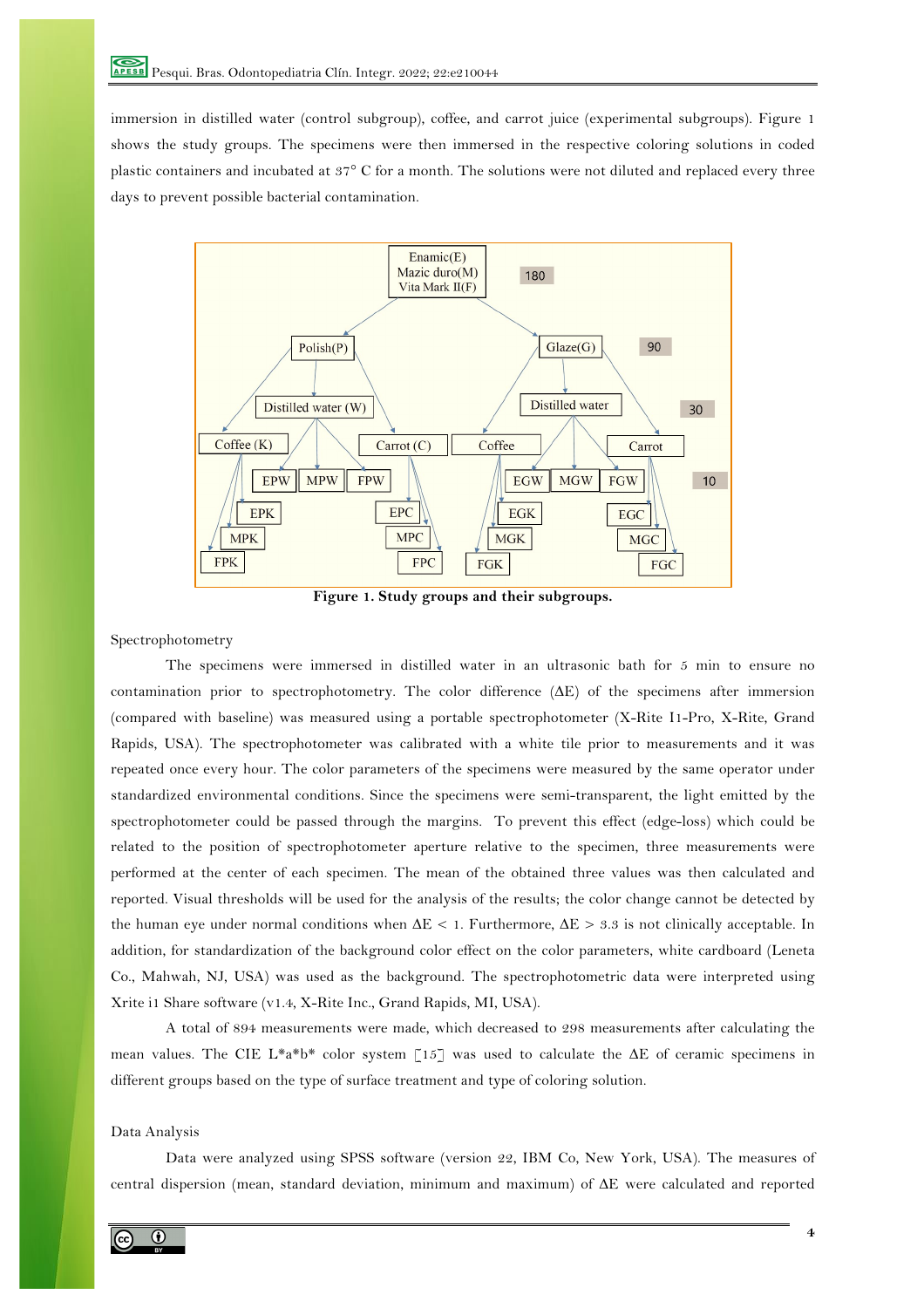immersion in distilled water (control subgroup), coffee, and carrot juice (experimental subgroups). Figure 1 shows the study groups. The specimens were then immersed in the respective coloring solutions in coded plastic containers and incubated at 37° C for a month. The solutions were not diluted and replaced every three days to prevent possible bacterial contamination.

**Figure 1. Study groups and their subgroups.**

Spectrophotometry

The specimens were immersed in distilled water in an ultrasonic bath for 5 min to ensure no contamination prior to spectrophotometry. The color difference (ΔE) of the specimens after immersion (compared with baseline) was measured using a portable spectrophotometer (X-Rite I1-Pro, X-Rite, Grand Rapids, USA). The spectrophotometer was calibrated with a white tile prior to measurements and it was repeated once every hour. The color parameters of the specimens were measured by the same operator under standardized environmental conditions. Since the specimens were semi-transparent, the light emitted by the spectrophotometer could be passed through the margins. To prevent this effect (edge-loss) which could be related to the position of spectrophotometer aperture relative to the specimen, three measurements were performed at the center of each specimen. The mean of the obtained three values was then calculated and reported. Visual thresholds will be used for the analysis of the results; the color change cannot be detected by the human eye under normal conditions when $\Delta E < 1$. Furthermore, $\Delta E > 3.3$ is not clinically acceptable. In addition, for standardization of the background color effect on the color parameters, white cardboard (Leneta Co., Mahwah, NJ, USA) was used as the background. The spectrophotometric data were interpreted using Xrite i1 Share software (v1.4, X-Rite Inc., Grand Rapids, MI, USA).

A total of 894 measurements were made, which decreased to 298 measurements after calculating the mean values. The CIE L*a*b* color system [15] was used to calculate the ΔE of ceramic specimens in different groups based on the type of surface treatment and type of coloring solution.

Data Analysis

Data were analyzed using SPSS software (version 22, IBM Co, New York, USA). The measures of central dispersion (mean, standard deviation, minimum and maximum) of ΔE were calculated and reported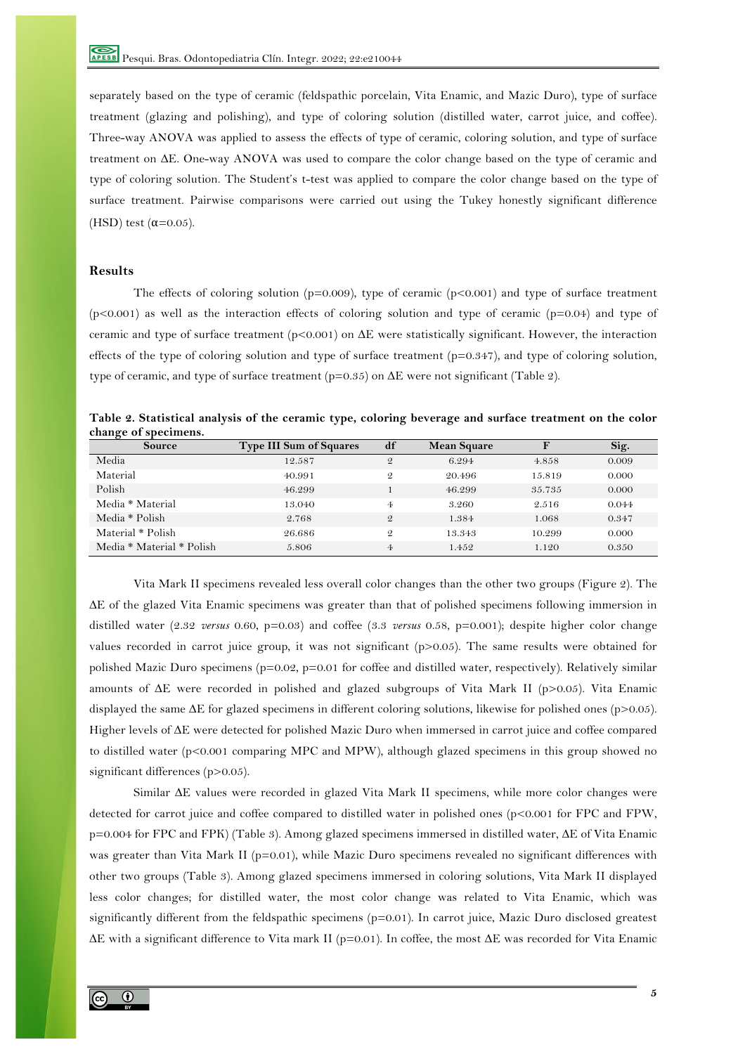separately based on the type of ceramic (feldspathic porcelain, Vita Enamic, and Mazic Duro), type of surface treatment (glazing and polishing), and type of coloring solution (distilled water, carrot juice, and coffee). Three-way ANOVA was applied to assess the effects of type of ceramic, coloring solution, and type of surface treatment on ΔE. One-way ANOVA was used to compare the color change based on the type of ceramic and type of coloring solution. The Student's t-test was applied to compare the color change based on the type of surface treatment. Pairwise comparisons were carried out using the Tukey honestly significant difference (HSD) test ($\alpha$=0.05).

## Results

The effects of coloring solution (p=0.009), type of ceramic (p<0.001) and type of surface treatment (p<0.001) as well as the interaction effects of coloring solution and type of ceramic (p=0.04) and type of ceramic and type of surface treatment (p<0.001) on ΔE were statistically significant. However, the interaction effects of the type of coloring solution and type of surface treatment (p=0.347), and type of coloring solution, type of ceramic, and type of surface treatment (p=0.35) on ΔE were not significant (Table 2).

**Table 2. Statistical analysis of the ceramic type, coloring beverage and surface treatment on the color change of specimens.**

| Source | Type III Sum of Squares | df | Mean Square | F | Sig. |
|---|---|---|---|---|---|
| Media | 12.587 | 2 | 6.294 | 4.858 | 0.009 |
| Material | 40.991 | 2 | 20.496 | 15.819 | 0.000 |
| Polish | 46.299 | 1 | 46.299 | 35.735 | 0.000 |
| Media * Material | 13.040 | 4 | 3.260 | 2.516 | 0.044 |
| Media * Polish | 2.768 | 2 | 1.384 | 1.068 | 0.347 |
| Material * Polish | 26.686 | 2 | 13.343 | 10.299 | 0.000 |
| Media * Material * Polish | 5.806 | 4 | 1.452 | 1.120 | 0.350 |

Vita Mark II specimens revealed less overall color changes than the other two groups (Figure 2). The ΔE of the glazed Vita Enamic specimens was greater than that of polished specimens following immersion in distilled water (2.32 *versus* 0.60, p=0.03) and coffee (3.3 *versus* 0.58, p=0.001); despite higher color change values recorded in carrot juice group, it was not significant (p>0.05). The same results were obtained for polished Mazic Duro specimens (p=0.02, p=0.01 for coffee and distilled water, respectively). Relatively similar amounts of ΔE were recorded in polished and glazed subgroups of Vita Mark II (p>0.05). Vita Enamic displayed the same ΔE for glazed specimens in different coloring solutions, likewise for polished ones (p>0.05). Higher levels of ΔE were detected for polished Mazic Duro when immersed in carrot juice and coffee compared to distilled water (p<0.001 comparing MPC and MPW), although glazed specimens in this group showed no significant differences (p>0.05).

Similar ΔE values were recorded in glazed Vita Mark II specimens, while more color changes were detected for carrot juice and coffee compared to distilled water in polished ones (p<0.001 for FPC and FPW, p=0.004 for FPC and FPK) (Table 3). Among glazed specimens immersed in distilled water, ΔE of Vita Enamic was greater than Vita Mark II (p=0.01), while Mazic Duro specimens revealed no significant differences with other two groups (Table 3). Among glazed specimens immersed in coloring solutions, Vita Mark II displayed less color changes; for distilled water, the most color change was related to Vita Enamic, which was significantly different from the feldspathic specimens (p=0.01). In carrot juice, Mazic Duro disclosed greatest ΔE with a significant difference to Vita mark II (p=0.01). In coffee, the most ΔE was recorded for Vita Enamic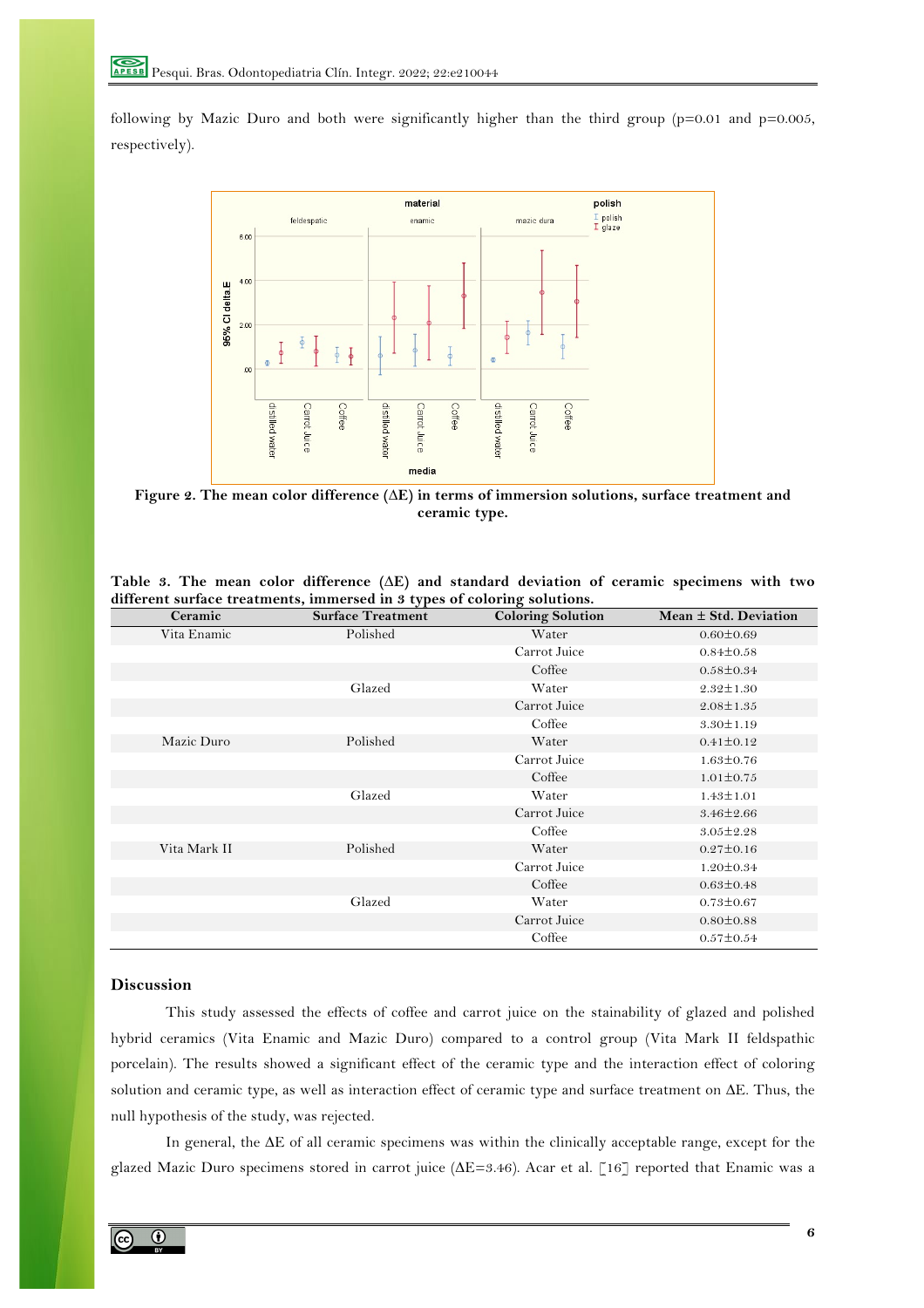following by Mazic Duro and both were significantly higher than the third group (p=0.01 and p=0.005, respectively).

**Figure 2. The mean color difference (ΔE) in terms of immersion solutions, surface treatment and ceramic type.**

**Table 3. The mean color difference (ΔE) and standard deviation of ceramic specimens with two different surface treatments, immersed in 3 types of coloring solutions.**

| Ceramic | Surface Treatment | Coloring Solution | Mean ± Std. Deviation |
|---|---|---|---|
| Vita Enamic | Polished | Water | 0.60±0.69 |
| | | Carrot Juice | 0.84±0.58 |
| | | Coffee | 0.58±0.34 |
| | Glazed | Water | 2.32±1.30 |
| | | Carrot Juice | 2.08±1.35 |
| | | Coffee | 3.30±1.19 |
| Mazic Duro | Polished | Water | 0.41±0.12 |
| | | Carrot Juice | 1.63±0.76 |
| | | Coffee | 1.01±0.75 |
| | Glazed | Water | 1.43±1.01 |
| | | Carrot Juice | 3.46±2.66 |
| | | Coffee | 3.05±2.28 |
| Vita Mark II | Polished | Water | 0.27±0.16 |
| | | Carrot Juice | 1.20±0.34 |
| | | Coffee | 0.63±0.48 |
| | Glazed | Water | 0.73±0.67 |
| | | Carrot Juice | 0.80±0.88 |
| | | Coffee | 0.57±0.54 |

## Discussion

This study assessed the effects of coffee and carrot juice on the stainability of glazed and polished hybrid ceramics (Vita Enamic and Mazic Duro) compared to a control group (Vita Mark II feldspathic porcelain). The results showed a significant effect of the ceramic type and the interaction effect of coloring solution and ceramic type, as well as interaction effect of ceramic type and surface treatment on ΔE. Thus, the null hypothesis of the study, was rejected.

In general, the ΔE of all ceramic specimens was within the clinically acceptable range, except for the glazed Mazic Duro specimens stored in carrot juice (ΔE=3.46). Acar et al. [16] reported that Enamic was a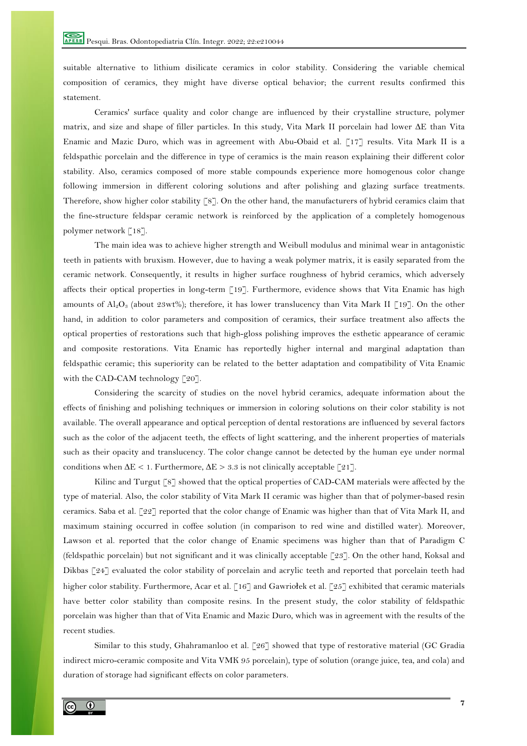suitable alternative to lithium disilicate ceramics in color stability. Considering the variable chemical composition of ceramics, they might have diverse optical behavior; the current results confirmed this statement.

Ceramics' surface quality and color change are influenced by their crystalline structure, polymer matrix, and size and shape of filler particles. In this study, Vita Mark II porcelain had lower ΔE than Vita Enamic and Mazic Duro, which was in agreement with Abu-Obaid et al. [17] results. Vita Mark II is a feldspathic porcelain and the difference in type of ceramics is the main reason explaining their different color stability. Also, ceramics composed of more stable compounds experience more homogenous color change following immersion in different coloring solutions and after polishing and glazing surface treatments. Therefore, show higher color stability [8]. On the other hand, the manufacturers of hybrid ceramics claim that the fine-structure feldspar ceramic network is reinforced by the application of a completely homogenous polymer network [18].

The main idea was to achieve higher strength and Weibull modulus and minimal wear in antagonistic teeth in patients with bruxism. However, due to having a weak polymer matrix, it is easily separated from the ceramic network. Consequently, it results in higher surface roughness of hybrid ceramics, which adversely affects their optical properties in long-term [19]. Furthermore, evidence shows that Vita Enamic has high amounts of $Al_2O_3$ (about 23wt%); therefore, it has lower translucency than Vita Mark II [19]. On the other hand, in addition to color parameters and composition of ceramics, their surface treatment also affects the optical properties of restorations such that high-gloss polishing improves the esthetic appearance of ceramic and composite restorations. Vita Enamic has reportedly higher internal and marginal adaptation than feldspathic ceramic; this superiority can be related to the better adaptation and compatibility of Vita Enamic with the CAD-CAM technology [20].

Considering the scarcity of studies on the novel hybrid ceramics, adequate information about the effects of finishing and polishing techniques or immersion in coloring solutions on their color stability is not available. The overall appearance and optical perception of dental restorations are influenced by several factors such as the color of the adjacent teeth, the effects of light scattering, and the inherent properties of materials such as their opacity and translucency. The color change cannot be detected by the human eye under normal conditions when $\Delta E < 1$. Furthermore, $\Delta E > 3.3$ is not clinically acceptable [21].

Kilinc and Turgut [8] showed that the optical properties of CAD-CAM materials were affected by the type of material. Also, the color stability of Vita Mark II ceramic was higher than that of polymer-based resin ceramics. Saba et al. [22] reported that the color change of Enamic was higher than that of Vita Mark II, and maximum staining occurred in coffee solution (in comparison to red wine and distilled water). Moreover, Lawson et al. reported that the color change of Enamic specimens was higher than that of Paradigm C (feldspathic porcelain) but not significant and it was clinically acceptable [23]. On the other hand, Koksal and Dikbas [24] evaluated the color stability of porcelain and acrylic teeth and reported that porcelain teeth had higher color stability. Furthermore, Acar et al. [16] and Gawriołek et al. [25] exhibited that ceramic materials have better color stability than composite resins. In the present study, the color stability of feldspathic porcelain was higher than that of Vita Enamic and Mazic Duro, which was in agreement with the results of the recent studies.

Similar to this study, Ghahramanloo et al. [26] showed that type of restorative material (GC Gradia indirect micro-ceramic composite and Vita VMK 95 porcelain), type of solution (orange juice, tea, and cola) and duration of storage had significant effects on color parameters.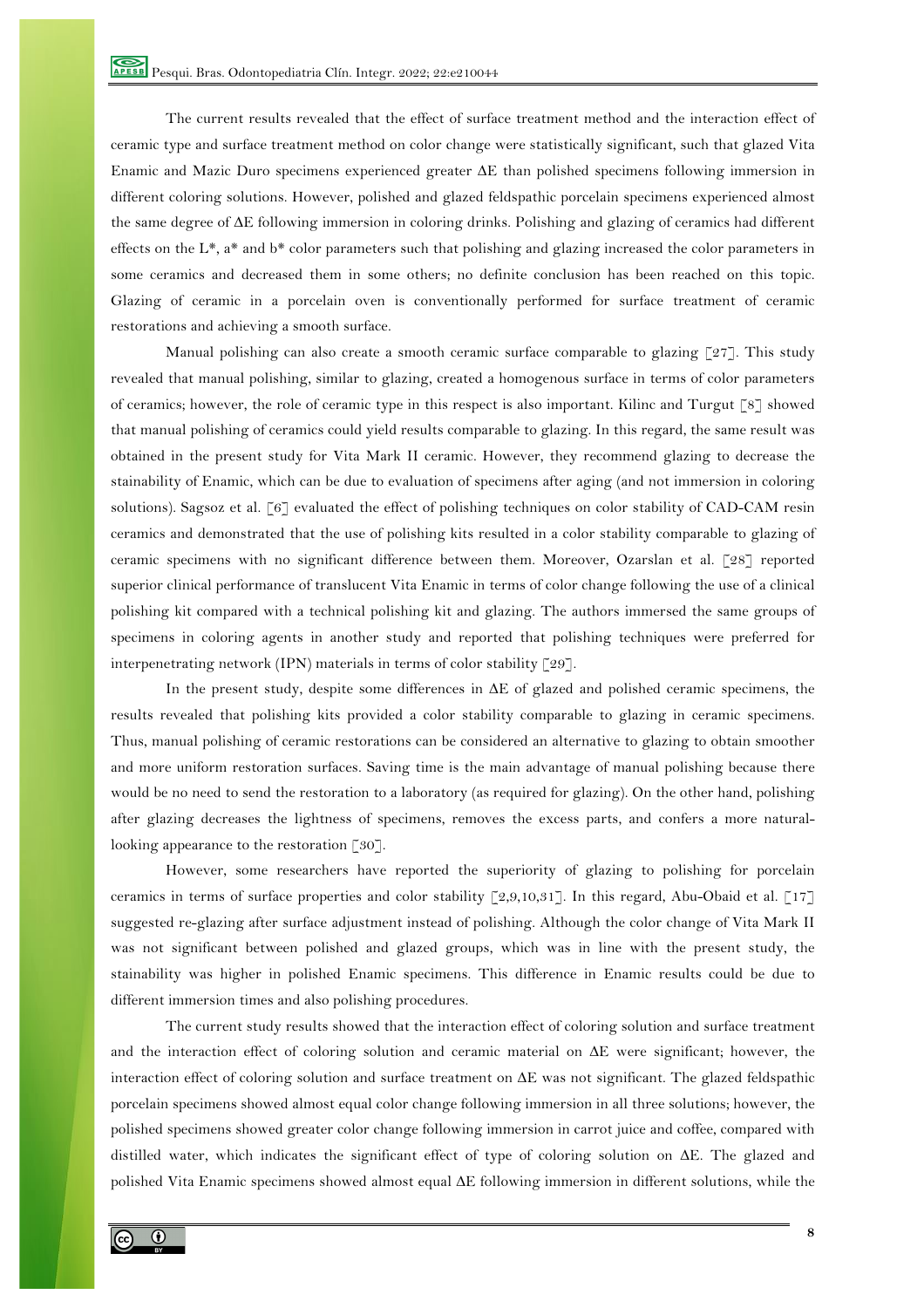The current results revealed that the effect of surface treatment method and the interaction effect of ceramic type and surface treatment method on color change were statistically significant, such that glazed Vita Enamic and Mazic Duro specimens experienced greater ΔE than polished specimens following immersion in different coloring solutions. However, polished and glazed feldspathic porcelain specimens experienced almost the same degree of ΔE following immersion in coloring drinks. Polishing and glazing of ceramics had different effects on the L*, a* and b* color parameters such that polishing and glazing increased the color parameters in some ceramics and decreased them in some others; no definite conclusion has been reached on this topic. Glazing of ceramic in a porcelain oven is conventionally performed for surface treatment of ceramic restorations and achieving a smooth surface.

Manual polishing can also create a smooth ceramic surface comparable to glazing [27]. This study revealed that manual polishing, similar to glazing, created a homogenous surface in terms of color parameters of ceramics; however, the role of ceramic type in this respect is also important. Kilinc and Turgut [8] showed that manual polishing of ceramics could yield results comparable to glazing. In this regard, the same result was obtained in the present study for Vita Mark II ceramic. However, they recommend glazing to decrease the stainability of Enamic, which can be due to evaluation of specimens after aging (and not immersion in coloring solutions). Sagsoz et al. [6] evaluated the effect of polishing techniques on color stability of CAD-CAM resin ceramics and demonstrated that the use of polishing kits resulted in a color stability comparable to glazing of ceramic specimens with no significant difference between them. Moreover, Ozarslan et al. [28] reported superior clinical performance of translucent Vita Enamic in terms of color change following the use of a clinical polishing kit compared with a technical polishing kit and glazing. The authors immersed the same groups of specimens in coloring agents in another study and reported that polishing techniques were preferred for interpenetrating network (IPN) materials in terms of color stability [29].

In the present study, despite some differences in ΔE of glazed and polished ceramic specimens, the results revealed that polishing kits provided a color stability comparable to glazing in ceramic specimens. Thus, manual polishing of ceramic restorations can be considered an alternative to glazing to obtain smoother and more uniform restoration surfaces. Saving time is the main advantage of manual polishing because there would be no need to send the restoration to a laboratory (as required for glazing). On the other hand, polishing after glazing decreases the lightness of specimens, removes the excess parts, and confers a more natural-looking appearance to the restoration [30].

However, some researchers have reported the superiority of glazing to polishing for porcelain ceramics in terms of surface properties and color stability [2,9,10,31]. In this regard, Abu-Obaid et al. [17] suggested re-glazing after surface adjustment instead of polishing. Although the color change of Vita Mark II was not significant between polished and glazed groups, which was in line with the present study, the stainability was higher in polished Enamic specimens. This difference in Enamic results could be due to different immersion times and also polishing procedures.

The current study results showed that the interaction effect of coloring solution and surface treatment and the interaction effect of coloring solution and ceramic material on ΔE were significant; however, the interaction effect of coloring solution and surface treatment on ΔE was not significant. The glazed feldspathic porcelain specimens showed almost equal color change following immersion in all three solutions; however, the polished specimens showed greater color change following immersion in carrot juice and coffee, compared with distilled water, which indicates the significant effect of type of coloring solution on ΔE. The glazed and polished Vita Enamic specimens showed almost equal ΔE following immersion in different solutions, while the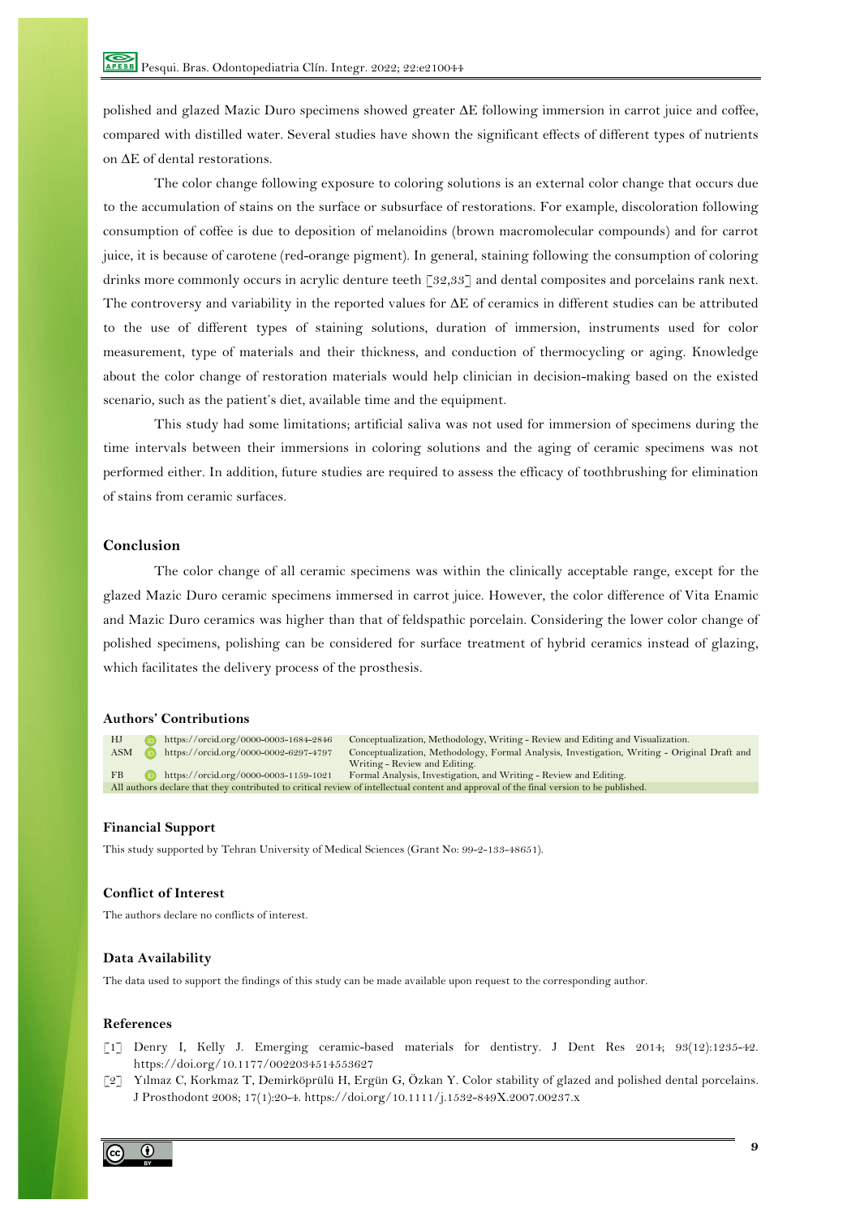polished and glazed Mazic Duro specimens showed greater ΔE following immersion in carrot juice and coffee, compared with distilled water. Several studies have shown the significant effects of different types of nutrients on ΔE of dental restorations.

The color change following exposure to coloring solutions is an external color change that occurs due to the accumulation of stains on the surface or subsurface of restorations. For example, discoloration following consumption of coffee is due to deposition of melanoidins (brown macromolecular compounds) and for carrot juice, it is because of carotene (red-orange pigment). In general, staining following the consumption of coloring drinks more commonly occurs in acrylic denture teeth [32,33] and dental composites and porcelains rank next. The controversy and variability in the reported values for ΔE of ceramics in different studies can be attributed to the use of different types of staining solutions, duration of immersion, instruments used for color measurement, type of materials and their thickness, and conduction of thermocycling or aging. Knowledge about the color change of restoration materials would help clinician in decision-making based on the existed scenario, such as the patient's diet, available time and the equipment.

This study had some limitations; artificial saliva was not used for immersion of specimens during the time intervals between their immersions in coloring solutions and the aging of ceramic specimens was not performed either. In addition, future studies are required to assess the efficacy of toothbrushing for elimination of stains from ceramic surfaces.

## Conclusion

The color change of all ceramic specimens was within the clinically acceptable range, except for the glazed Mazic Duro ceramic specimens immersed in carrot juice. However, the color difference of Vita Enamic and Mazic Duro ceramics was higher than that of feldspathic porcelain. Considering the lower color change of polished specimens, polishing can be considered for surface treatment of hybrid ceramics instead of glazing, which facilitates the delivery process of the prosthesis.

## Authors' Contributions

| | | |
|---|---|---|
| HJ | https://orcid.org/0000-0003-1684-2846 | Conceptualization, Methodology, Writing - Review and Editing and Visualization. |
| ASM | https://orcid.org/0000-0002-6297-4797 | Conceptualization, Methodology, Formal Analysis, Investigation, Writing - Original Draft and Writing - Review and Editing. |
| FB | https://orcid.org/0000-0003-1159-1021 | Formal Analysis, Investigation, and Writing - Review and Editing. |

All authors declare that they contributed to critical review of intellectual content and approval of the final version to be published.

## Financial Support

This study supported by Tehran University of Medical Sciences (Grant No: 99-2-133-48651).

## Conflict of Interest

The authors declare no conflicts of interest.

## Data Availability

The data used to support the findings of this study can be made available upon request to the corresponding author.

## References

[1] Denry I, Kelly J. Emerging ceramic-based materials for dentistry. J Dent Res 2014; 93(12):1235-42. https://doi.org/10.1177/0022034514553627

[2] Yılmaz C, Korkmaz T, Demirköprülü H, Ergün G, Özkan Y. Color stability of glazed and polished dental porcelains. J Prosthodont 2008; 17(1):20-4. https://doi.org/10.1111/j.1532-849X.2007.00237.x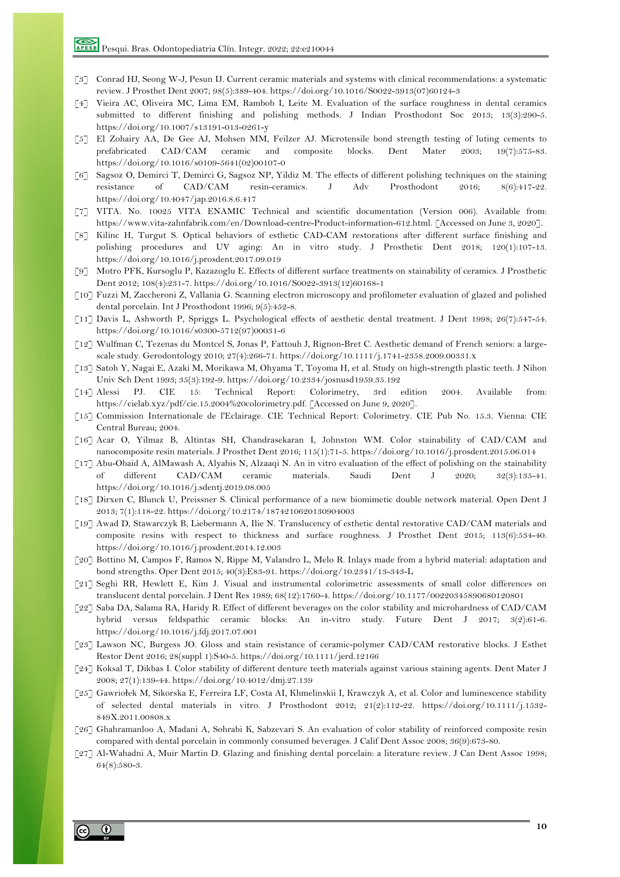[3] Conrad HJ, Seong W-J, Pesun IJ. Current ceramic materials and systems with clinical recommendations: a systematic review. J Prosthet Dent 2007; 98(5):389-404. https://doi.org/10.1016/S0022-3913(07)60124-3

[4] Vieira AC, Oliveira MC, Lima EM, Rambob I, Leite M. Evaluation of the surface roughness in dental ceramics submitted to different finishing and polishing methods. J Indian Prosthodont Soc 2013; 13(3):290-5. https://doi.org/10.1007/s13191-013-0261-y

[5] El Zohairy AA, De Gee AJ, Mohsen MM, Feilzer AJ. Microtensile bond strength testing of luting cements to prefabricated CAD/CAM ceramic and composite blocks. Dent Mater 2003; 19(7):575-83. https://doi.org/10.1016/s0109-5641(02)00107-0

[6] Sagsoz O, Demirci T, Demirci G, Sagsoz NP, Yildiz M. The effects of different polishing techniques on the staining resistance of CAD/CAM resin-ceramics. J Adv Prosthodont 2016; 8(6):417-22. https://doi.org/10.4047/jap.2016.8.6.417

[7] VITA. No. 10025 VITA ENAMIC Technical and scientific documentation (Version 006). Available from: https://www.vita-zahnfabrik.com/en/Download-centre-Product-information-612.html. [Accessed on June 3, 2020].

[8] Kilinc H, Turgut S. Optical behaviors of esthetic CAD-CAM restorations after different surface finishing and polishing procedures and UV aging: An in vitro study. J Prosthetic Dent 2018; 120(1):107-13. https://doi.org/10.1016/j.prosdent.2017.09.019

[9] Motro PFK, Kursoglu P, Kazazoglu E. Effects of different surface treatments on stainability of ceramics. J Prosthetic Dent 2012; 108(4):231-7. https://doi.org/10.1016/S0022-3913(12)60168-1

[10] Fuzzi M, Zaccheroni Z, Vallania G. Scanning electron microscopy and profilometer evaluation of glazed and polished dental porcelain. Int J Prosthodont 1996; 9(5):452-8.

[11] Davis L, Ashworth P, Spriggs L. Psychological effects of aesthetic dental treatment. J Dent 1998; 26(7):547-54. https://doi.org/10.1016/s0300-5712(97)00031-6

[12] Wulfman C, Tezenas du Montcel S, Jonas P, Fattouh J, Rignon-Bret C. Aesthetic demand of French seniors: a large-scale study. Gerodontology 2010; 27(4):266-71. https://doi.org/10.1111/j.1741-2358.2009.00331.x

[13] Satoh Y, Nagai E, Azaki M, Morikawa M, Ohyama T, Toyoma H, et al. Study on high-strength plastic teeth. J Nihon Univ Sch Dent 1993; 35(3):192-9. https://doi.org/10.2334/josnusd1959.35.192

[14] Alessi PJ. CIE 15: Technical Report: Colorimetry, 3rd edition 2004. Available from: https://cielab.xyz/pdf/cie.15.2004%20colorimetry.pdf. [Accessed on June 9, 2020].

[15] Commission Internationale de l'Eclairage. CIE Technical Report: Colorimetry. CIE Pub No. 15.3. Vienna: CIE Central Bureau; 2004.

[16] Acar O, Yilmaz B, Altintas SH, Chandrasekaran I, Johnston WM. Color stainability of CAD/CAM and nanocomposite resin materials. J Prosthet Dent 2016; 115(1):71-5. https://doi.org/10.1016/j.prosdent.2015.06.014

[17] Abu-Obaid A, AlMawash A, Alyabis N, Alzaaqi N. An in vitro evaluation of the effect of polishing on the stainability of different CAD/CAM ceramic materials. Saudi Dent J 2020; 32(3):135-41. https://doi.org/10.1016/j.sdentj.2019.08.005

[18] Dirxen C, Blunck U, Preissner S. Clinical performance of a new biomimetic double network material. Open Dent J 2013; 7(1):118-22. https://doi.org/10.2174/1874210620130904003

[19] Awad D, Stawarczyk B, Liebermann A, Ilie N. Translucency of esthetic dental restorative CAD/CAM materials and composite resins with respect to thickness and surface roughness. J Prosthet Dent 2015; 113(6):534-40. https://doi.org/10.1016/j.prosdent.2014.12.003

[20] Bottino M, Campos F, Ramos N, Rippe M, Valandro L, Melo R. Inlays made from a hybrid material: adaptation and bond strengths. Oper Dent 2015; 40(3):E83-91. https://doi.org/10.2341/13-343-L

[21] Seghi RR, Hewlett E, Kim J. Visual and instrumental colorimetric assessments of small color differences on translucent dental porcelain. J Dent Res 1989; 68(12):1760-4. https://doi.org/10.1177/00220345890680120801

[22] Saba DA, Salama RA, Haridy R. Effect of different beverages on the color stability and microhardness of CAD/CAM hybrid versus feldspathic ceramic blocks: An in-vitro study. Future Dent J 2017; 3(2):61-6. https://doi.org/10.1016/j.fdj.2017.07.001

[23] Lawson NC, Burgess JO. Gloss and stain resistance of ceramic-polymer CAD/CAM restorative blocks. J Esthet Restor Dent 2016; 28(suppl 1):S40-5. https://doi.org/10.1111/jerd.12166

[24] Koksal T, Dikbas I. Color stability of different denture teeth materials against various staining agents. Dent Mater J 2008; 27(1):139-44. https://doi.org/10.4012/dmj.27.139

[25] Gawriołek M, Sikorska E, Ferreira LF, Costa AI, Khmelinskii I, Krawczyk A, et al. Color and luminescence stability of selected dental materials in vitro. J Prosthodont 2012; 21(2):112-22. https://doi.org/10.1111/j.1532-849X.2011.00808.x

[26] Ghahramanloo A, Madani A, Sohrabi K, Sabzevari S. An evaluation of color stability of reinforced composite resin compared with dental porcelain in commonly consumed beverages. J Calif Dent Assoc 2008; 36(9):673-80.

[27] Al-Wahadni A, Muir Martin D. Glazing and finishing dental porcelain: a literature review. J Can Dent Assoc 1998; 64(8):580-3.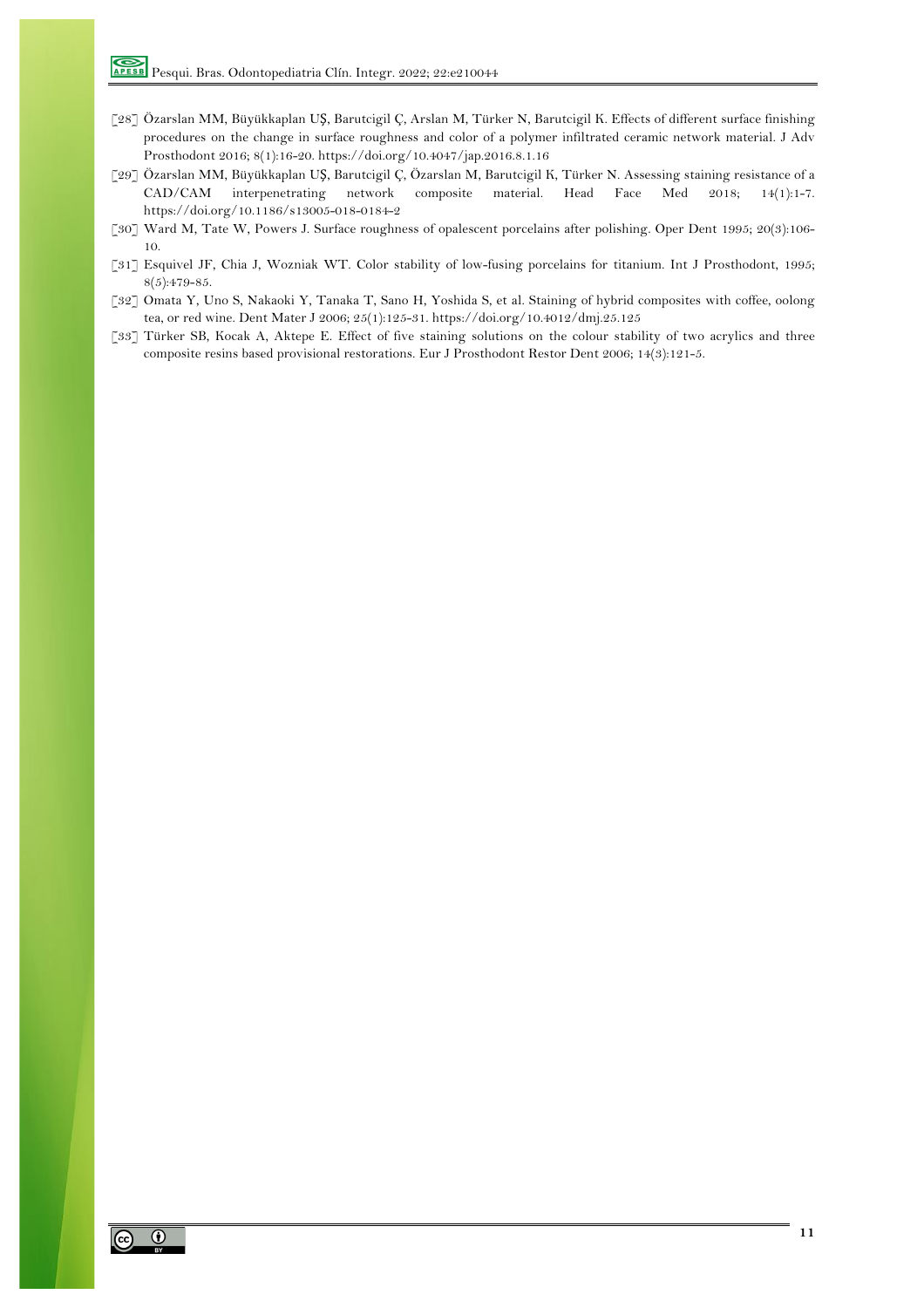[28] Özarslan MM, Büyükkaplan UŞ, Barutcigil Ç, Arslan M, Türker N, Barutcigil K. Effects of different surface finishing procedures on the change in surface roughness and color of a polymer infiltrated ceramic network material. J Adv Prosthodont 2016; 8(1):16-20. https://doi.org/10.4047/jap.2016.8.1.16

[29] Özarslan MM, Büyükkaplan UŞ, Barutcigil Ç, Özarslan M, Barutcigil K, Türker N. Assessing staining resistance of a CAD/CAM interpenetrating network composite material. Head Face Med 2018; 14(1):1-7. https://doi.org/10.1186/s13005-018-0184-2

[30] Ward M, Tate W, Powers J. Surface roughness of opalescent porcelains after polishing. Oper Dent 1995; 20(3):106-10.

[31] Esquivel JF, Chia J, Wozniak WT. Color stability of low-fusing porcelains for titanium. Int J Prosthodont, 1995; 8(5):479-85.

[32] Omata Y, Uno S, Nakaoki Y, Tanaka T, Sano H, Yoshida S, et al. Staining of hybrid composites with coffee, oolong tea, or red wine. Dent Mater J 2006; 25(1):125-31. https://doi.org/10.4012/dmj.25.125

[33] Türker SB, Kocak A, Aktepe E. Effect of five staining solutions on the colour stability of two acrylics and three composite resins based provisional restorations. Eur J Prosthodont Restor Dent 2006; 14(3):121-5.